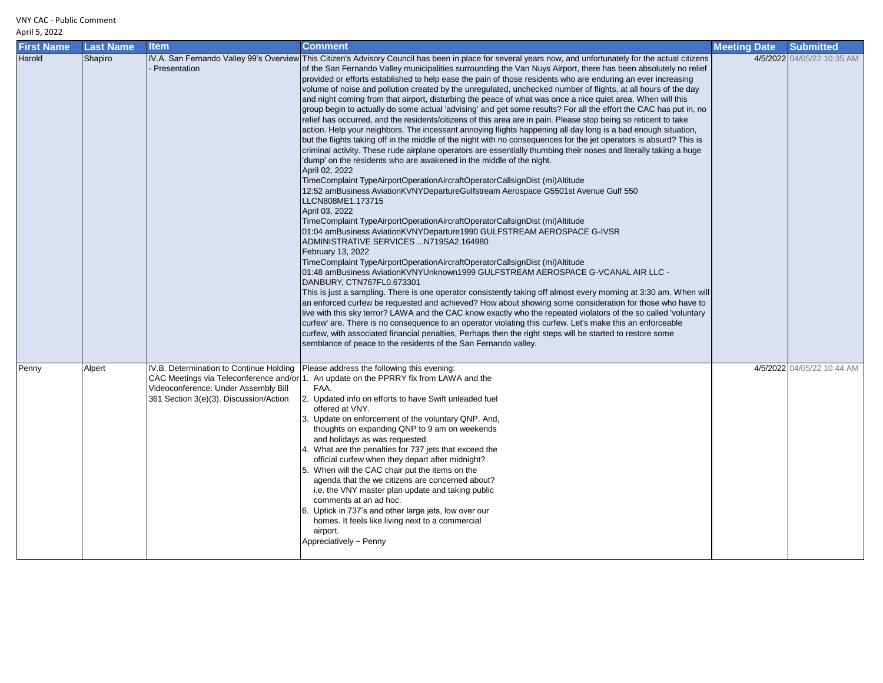VNY CAC - Public Comment

April 5, 2022

| First Name | Last Name | Item | Comment | Meeting Date | Submitted |
| --- | --- | --- | --- | --- | --- |
| Harold | Shapiro | IV.A. San Fernando Valley 99's Overview - Presentation | This Citizen's Advisory Council has been in place for several years now, and unfortunately for the actual citizens of the San Fernando Valley municipalities surrounding the Van Nuys Airport, there has been absolutely no relief provided or efforts established to help ease the pain of those residents who are enduring an ever increasing volume of noise and pollution created by the unregulated, unchecked number of flights, at all hours of the day and night coming from that airport, disturbing the peace of what was once a nice quiet area. When will this group begin to actually do some actual 'advising' and get some results? For all the effort the CAC has put in, no relief has occurred, and the residents/citizens of this area are in pain. Please stop being so reticent to take action. Help your neighbors. The incessant annoying flights happening all day long is a bad enough situation, but the flights taking off in the middle of the night with no consequences for the jet operators is absurd? This is criminal activity. These rude airplane operators are essentially thumbing their noses and literally taking a huge 'dump' on the residents who are awakened in the middle of the night.<br>April 02, 2022<br>TimeComplaint TypeAirportOperationAircraftOperatorCallsignDist (mi)Altitude<br>12:52 amBusiness AviationKVNYDepartureGulfstream Aerospace G5501st Avenue Gulf 550 LLCN808ME1.173715<br>April 03, 2022<br>TimeComplaint TypeAirportOperationAircraftOperatorCallsignDist (mi)Altitude<br>01:04 amBusiness AviationKVNYDeparture1990 GULFSTREAM AEROSPACE G-IVSR ADMINISTRATIVE SERVICES ...N719SA2.164980<br>February 13, 2022<br>TimeComplaint TypeAirportOperationAircraftOperatorCallsignDist (mi)Altitude<br>01:48 amBusiness AviationKVNYUnknown1999 GULFSTREAM AEROSPACE G-VCANAL AIR LLC - DANBURY, CTN767FL0.673301<br>This is just a sampling. There is one operator consistently taking off almost every morning at 3:30 am. When will an enforced curfew be requested and achieved? How about showing some consideration for those who have to live with this sky terror? LAWA and the CAC know exactly who the repeated violators of the so called 'voluntary curfew' are. There is no consequence to an operator violating this curfew. Let's make this an enforceable curfew, with associated financial penalties, Perhaps then the right steps will be started to restore some semblance of peace to the residents of the San Fernando valley. | 4/5/2022 | 04/05/22 10:35 AM |
| Penny | Alpert | IV.B. Determination to Continue Holding CAC Meetings via Teleconference and/or Videoconference: Under Assembly Bill 361 Section 3(e)(3). Discussion/Action | Please address the following this evening:<br>1. An update on the PPRRY fix from LAWA and the FAA.<br>2. Updated info on efforts to have Swift unleaded fuel offered at VNY.<br>3. Update on enforcement of the voluntary QNP. And, thoughts on expanding QNP to 9 am on weekends and holidays as was requested.<br>4. What are the penalties for 737 jets that exceed the official curfew when they depart after midnight?<br>5. When will the CAC chair put the items on the agenda that the we citizens are concerned about? i.e. the VNY master plan update and taking public comments at an ad hoc.<br>6. Uptick in 737's and other large jets, low over our homes. It feels like living next to a commercial airport.<br>Appreciatively ~ Penny | 4/5/2022 | 04/05/22 10:44 AM |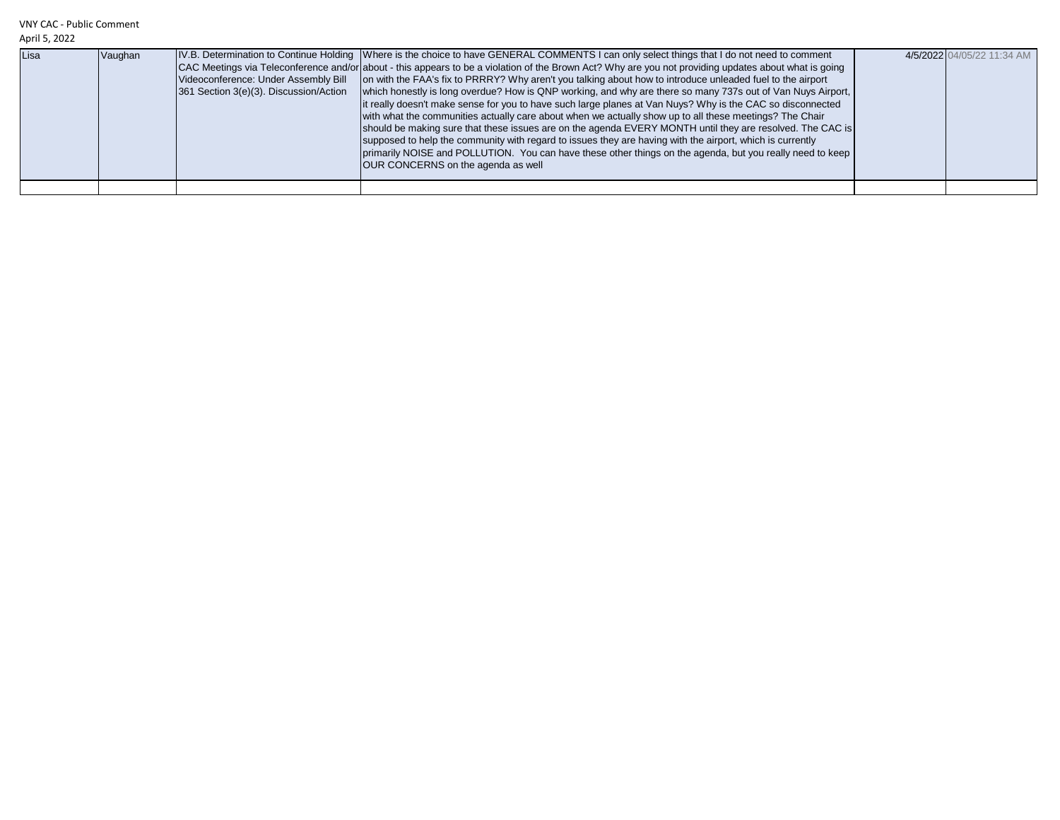VNY CAC - Public Comment
April 5, 2022

| | | | | | |
|---|---|---|---|---|---|
| Lisa | Vaughan | IV.B. Determination to Continue Holding CAC Meetings via Teleconference and/or Videoconference: Under Assembly Bill 361 Section 3(e)(3). Discussion/Action | Where is the choice to have GENERAL COMMENTS I can only select things that I do not need to comment about - this appears to be a violation of the Brown Act? Why are you not providing updates about what is going on with the FAA's fix to PRRRY? Why aren't you talking about how to introduce unleaded fuel to the airport which honestly is long overdue? How is QNP working, and why are there so many 737s out of Van Nuys Airport, it really doesn't make sense for you to have such large planes at Van Nuys? Why is the CAC so disconnected with what the communities actually care about when we actually show up to all these meetings? The Chair should be making sure that these issues are on the agenda EVERY MONTH until they are resolved. The CAC is supposed to help the community with regard to issues they are having with the airport, which is currently primarily NOISE and POLLUTION. You can have these other things on the agenda, but you really need to keep OUR CONCERNS on the agenda as well | 4/5/2022 | 04/05/22 11:34 AM |
| | | | | | |